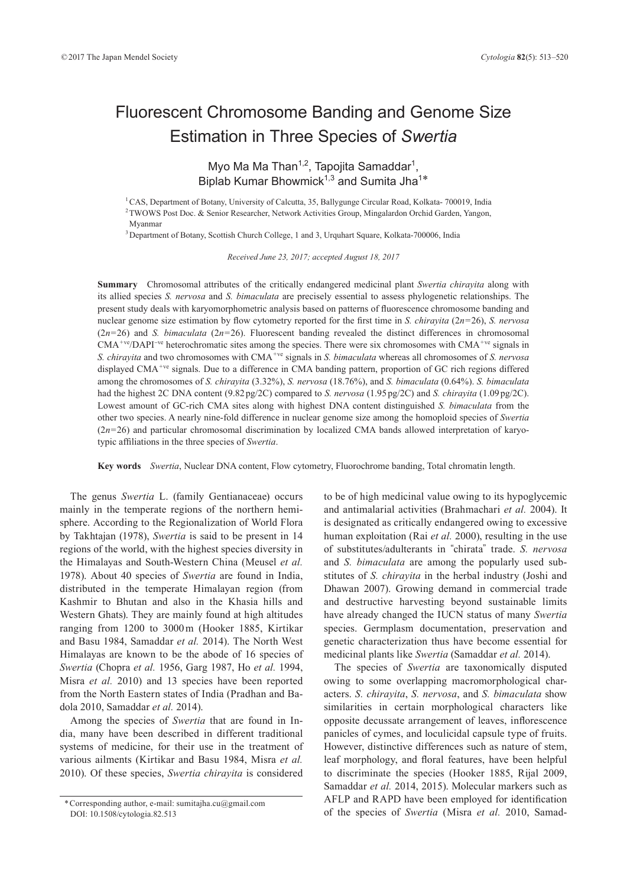# Fluorescent Chromosome Banding and Genome Size Estimation in Three Species of *Swertia*

Myo Ma Ma Than[1,2], Tapojita Samaddar[1], Biplab Kumar Bhowmick[1,3] and Sumita Jha[1]*

[1] CAS, Department of Botany, University of Calcutta, 35, Ballygunge Circular Road, Kolkata- 700019, India
[2] TWOWS Post Doc. & Senior Researcher, Network Activities Group, Mingalardon Orchid Garden, Yangon, Myanmar
[3] Department of Botany, Scottish Church College, 1 and 3, Urquhart Square, Kolkata-700006, India

*Received June 23, 2017; accepted August 18, 2017*

**Summary** Chromosomal attributes of the critically endangered medicinal plant *Swertia chirayita* along with its allied species *S. nervosa* and *S. bimaculata* are precisely essential to assess phylogenetic relationships. The present study deals with karyomorphometric analysis based on patterns of fluorescence chromosome banding and nuclear genome size estimation by flow cytometry reported for the first time in *S. chirayita* ($2n$=26), *S. nervosa* ($2n$=26) and *S. bimaculata* ($2n$=26). Fluorescent banding revealed the distinct differences in chromosomal $CMA^{+ve}$/$DAPI^{-ve}$ heterochromatic sites among the species. There were six chromosomes with $CMA^{+ve}$ signals in *S. chirayita* and two chromosomes with $CMA^{+ve}$ signals in *S. bimaculata* whereas all chromosomes of *S. nervosa* displayed $CMA^{+ve}$ signals. Due to a difference in CMA banding pattern, proportion of GC rich regions differed among the chromosomes of *S. chirayita* (3.32%), *S. nervosa* (18.76%), and *S. bimaculata* (0.64%). *S. bimaculata* had the highest 2C DNA content (9.82 pg/2C) compared to *S. nervosa* (1.95 pg/2C) and *S. chirayita* (1.09 pg/2C). Lowest amount of GC-rich CMA sites along with highest DNA content distinguished *S. bimaculata* from the other two species. A nearly nine-fold difference in nuclear genome size among the homoploid species of *Swertia* ($2n$=26) and particular chromosomal discrimination by localized CMA bands allowed interpretation of karyotypic affiliations in the three species of *Swertia*.

**Key words** *Swertia*, Nuclear DNA content, Flow cytometry, Fluorochrome banding, Total chromatin length.

The genus *Swertia* L. (family Gentianaceae) occurs mainly in the temperate regions of the northern hemisphere. According to the Regionalization of World Flora by Takhtajan (1978), *Swertia* is said to be present in 14 regions of the world, with the highest species diversity in the Himalayas and South-Western China (Meusel *et al.* 1978). About 40 species of *Swertia* are found in India, distributed in the temperate Himalayan region (from Kashmir to Bhutan and also in the Khasia hills and Western Ghats). They are mainly found at high altitudes ranging from 1200 to 3000 m (Hooker 1885, Kirtikar and Basu 1984, Samaddar *et al.* 2014). The North West Himalayas are known to be the abode of 16 species of *Swertia* (Chopra *et al.* 1956, Garg 1987, Ho *et al.* 1994, Misra *et al.* 2010) and 13 species have been reported from the North Eastern states of India (Pradhan and Badola 2010, Samaddar *et al.* 2014).

Among the species of *Swertia* that are found in India, many have been described in different traditional systems of medicine, for their use in the treatment of various ailments (Kirtikar and Basu 1984, Misra *et al.* 2010). Of these species, *Swertia chirayita* is considered to be of high medicinal value owing to its hypoglycemic and antimalarial activities (Brahmachari *et al.* 2004). It is designated as critically endangered owing to excessive human exploitation (Rai *et al.* 2000), resulting in the use of substitutes/adulterants in "chirata" trade. *S. nervosa* and *S. bimaculata* are among the popularly used substitutes of *S. chirayita* in the herbal industry (Joshi and Dhawan 2007). Growing demand in commercial trade and destructive harvesting beyond sustainable limits have already changed the IUCN status of many *Swertia* species. Germplasm documentation, preservation and genetic characterization thus have become essential for medicinal plants like *Swertia* (Samaddar *et al.* 2014).

The species of *Swertia* are taxonomically disputed owing to some overlapping macromorphological characters. *S. chirayita*, *S. nervosa*, and *S. bimaculata* show similarities in certain morphological characters like opposite decussate arrangement of leaves, inflorescence panicles of cymes, and loculicidal capsule type of fruits. However, distinctive differences such as nature of stem, leaf morphology, and floral features, have been helpful to discriminate the species (Hooker 1885, Rijal 2009, Samaddar *et al.* 2014, 2015). Molecular markers such as AFLP and RAPD have been employed for identification of the species of *Swertia* (Misra *et al.* 2010, Samad-

\* Corresponding author, e-mail: sumitajha.cu@gmail.com
DOI: 10.1508/cytologia.82.513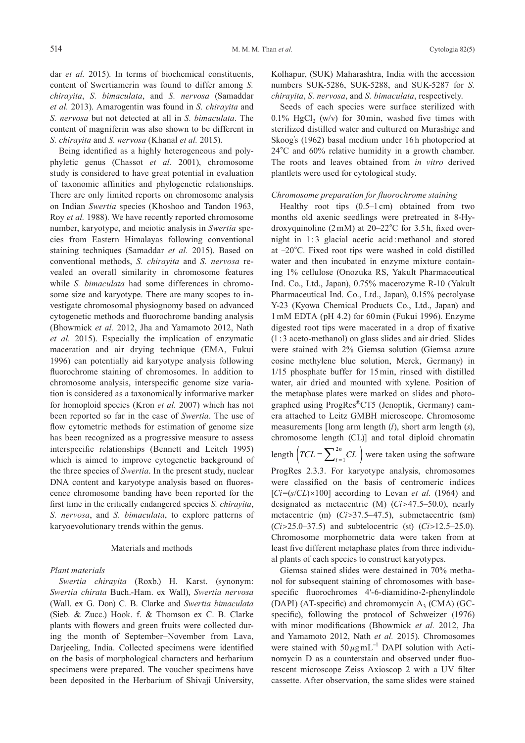dar *et al.* 2015). In terms of biochemical constituents, content of Swertiamerin was found to differ among *S. chirayita*, *S. bimaculata*, and *S. nervosa* (Samaddar *et al.* 2013). Amarogentin was found in *S. chirayita* and *S. nervosa* but not detected at all in *S. bimaculata*. The content of magniferin was also shown to be different in *S. chirayita* and *S. nervosa* (Khanal *et al.* 2015).

Being identified as a highly heterogeneous and polyphyletic genus (Chassot *et al.* 2001), chromosome study is considered to have great potential in evaluation of taxonomic affinities and phylogenetic relationships. There are only limited reports on chromosome analysis on Indian *Swertia* species (Khoshoo and Tandon 1963, Roy *et al.* 1988). We have recently reported chromosome number, karyotype, and meiotic analysis in *Swertia* species from Eastern Himalayas following conventional staining techniques (Samaddar *et al.* 2015). Based on conventional methods, *S. chirayita* and *S. nervosa* revealed an overall similarity in chromosome features while *S. bimaculata* had some differences in chromosome size and karyotype. There are many scopes to investigate chromosomal physiognomy based on advanced cytogenetic methods and fluorochrome banding analysis (Bhowmick *et al.* 2012, Jha and Yamamoto 2012, Nath *et al.* 2015). Especially the implication of enzymatic maceration and air drying technique (EMA, Fukui 1996) can potentially aid karyotype analysis following fluorochrome staining of chromosomes. In addition to chromosome analysis, interspecific genome size variation is considered as a taxonomically informative marker for homoploid species (Kron *et al.* 2007) which has not been reported so far in the case of *Swertia*. The use of flow cytometric methods for estimation of genome size has been recognized as a progressive measure to assess interspecific relationships (Bennett and Leitch 1995) which is aimed to improve cytogenetic background of the three species of *Swertia*. In the present study, nuclear DNA content and karyotype analysis based on fluorescence chromosome banding have been reported for the first time in the critically endangered species *S. chirayita*, *S. nervosa*, and *S. bimaculata*, to explore patterns of karyoevolutionary trends within the genus.

## Materials and methods

### *Plant materials*

*Swertia chirayita* (Roxb.) H. Karst. (synonym: *Swertia chirata* Buch.-Ham. ex Wall), *Swertia nervosa* (Wall. ex G. Don) C. B. Clarke and *Swertia bimaculata* (Sieb. & Zucc.) Hook. f. & Thomson ex C. B. Clarke plants with flowers and green fruits were collected during the month of September–November from Lava, Darjeeling, India. Collected specimens were identified on the basis of morphological characters and herbarium specimens were prepared. The voucher specimens have been deposited in the Herbarium of Shivaji University, Kolhapur, (SUK) Maharashtra, India with the accession numbers SUK-5286, SUK-5288, and SUK-5287 for *S. chirayita*, *S. nervosa*, and *S. bimaculata*, respectively.

Seeds of each species were surface sterilized with 0.1% $HgCl_2$ (w/v) for 30 min, washed five times with sterilized distilled water and cultured on Murashige and Skoog's (1962) basal medium under 16 h photoperiod at 24°C and 60% relative humidity in a growth chamber. The roots and leaves obtained from *in vitro* derived plantlets were used for cytological study.

### *Chromosome preparation for fluorochrome staining*

Healthy root tips (0.5–1 cm) obtained from two months old axenic seedlings were pretreated in 8-Hydroxyquinoline (2 mM) at 20–22°C for 3.5 h, fixed overnight in 1 : 3 glacial acetic acid : methanol and stored at −20°C. Fixed root tips were washed in cold distilled water and then incubated in enzyme mixture containing 1% cellulose (Onozuka RS, Yakult Pharmaceutical Ind. Co., Ltd., Japan), 0.75% macerozyme R-10 (Yakult Pharmaceutical Ind. Co., Ltd., Japan), 0.15% pectolyase Y-23 (Kyowa Chemical Products Co., Ltd., Japan) and 1 mM EDTA (pH 4.2) for 60 min (Fukui 1996). Enzyme digested root tips were macerated in a drop of fixative (1 : 3 aceto-methanol) on glass slides and air dried. Slides were stained with 2% Giemsa solution (Giemsa azure eosine methylene blue solution, Merck, Germany) in 1/15 phosphate buffer for 15 min, rinsed with distilled water, air dried and mounted with xylene. Position of the metaphase plates were marked on slides and photographed using ProgRes®CT5 (Jenoptik, Germany) camera attached to Leitz GMBH microscope. Chromosome measurements [long arm length (*l*), short arm length (*s*), chromosome length (CL)] and total diploid chromatin length $\left(TCL=\sum_{i=1}^{2n} CL\right)$ were taken using the software ProgRes 2.3.3. For karyotype analysis, chromosomes were classified on the basis of centromeric indices [$Ci=(s/CL)\times 100$] according to Levan *et al.* (1964) and designated as metacentric (M) ($Ci$>47.5–50.0), nearly metacentric (m) ($Ci$>37.5–47.5), submetacentric (sm) ($Ci$>25.0–37.5) and subtelocentric (st) ($Ci$>12.5–25.0). Chromosome morphometric data were taken from at least five different metaphase plates from three individual plants of each species to construct karyotypes.

Giemsa stained slides were destained in 70% methanol for subsequent staining of chromosomes with base-specific fluorochromes 4′-6-diamidino-2-phenylindole (DAPI) (AT-specific) and chromomycin $A_3$ (CMA) (GC-specific), following the protocol of Schweizer (1976) with minor modifications (Bhowmick *et al.* 2012, Jha and Yamamoto 2012, Nath *et al.* 2015). Chromosomes were stained with 50 $\mu$g mL$^{-1}$ DAPI solution with Actinomycin D as a counterstain and observed under fluorescent microscope Zeiss Axioscop 2 with a UV filter cassette. After observation, the same slides were stained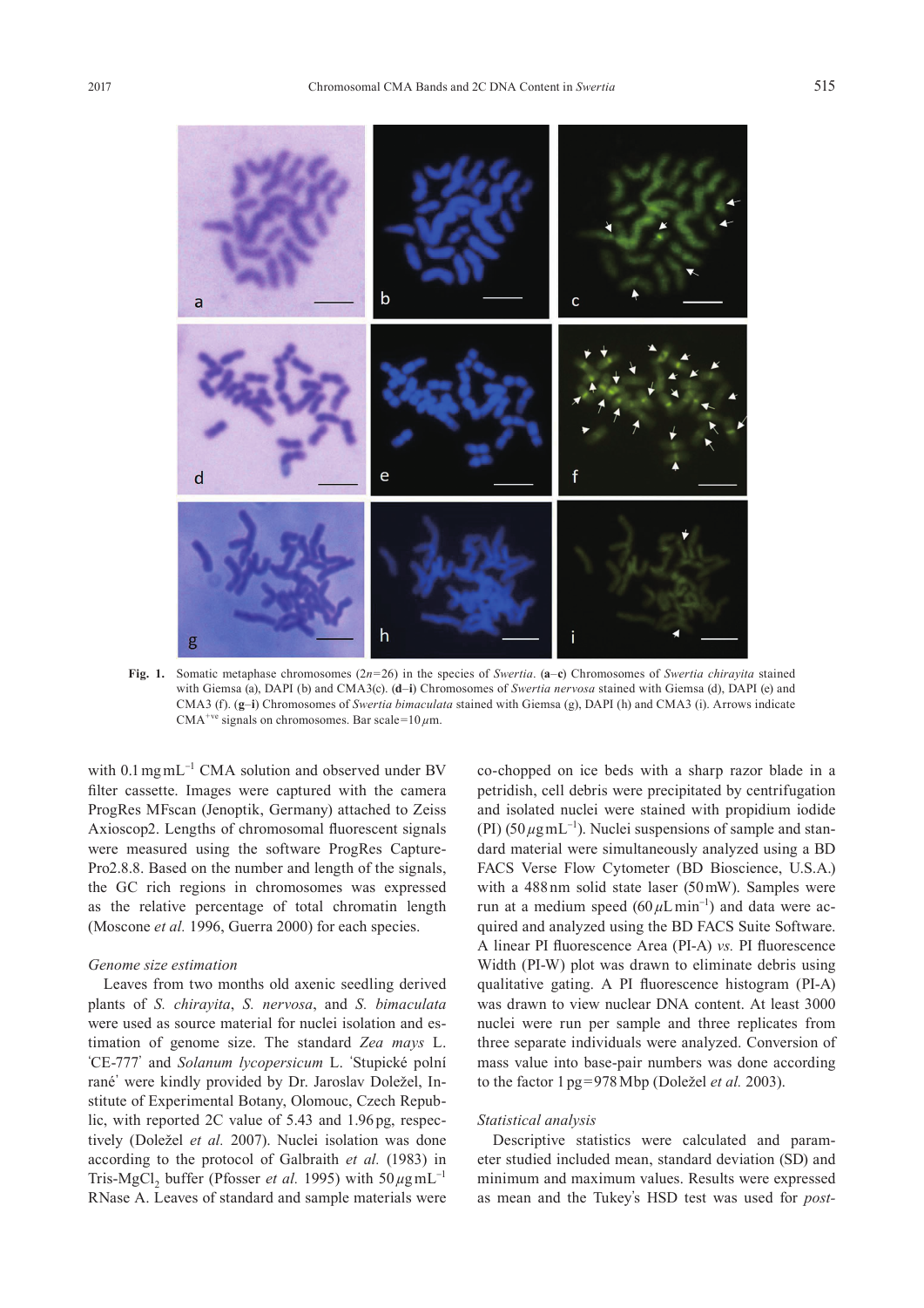**Fig. 1.** Somatic metaphase chromosomes ($2n$=26) in the species of *Swertia*. (**a**–**c**) Chromosomes of *Swertia chirayita* stained with Giemsa (a), DAPI (b) and CMA3(c). (**d**–**i**) Chromosomes of *Swertia nervosa* stained with Giemsa (d), DAPI (e) and CMA3 (f). (**g**–**i**) Chromosomes of *Swertia bimaculata* stained with Giemsa (g), DAPI (h) and CMA3 (i). Arrows indicate $CMA^{+ve}$ signals on chromosomes. Bar scale=10 $\mu$m.

with 0.1 mg $mL^{-1}$ CMA solution and observed under BV filter cassette. Images were captured with the camera ProgRes MFscan (Jenoptik, Germany) attached to Zeiss Axioscop2. Lengths of chromosomal fluorescent signals were measured using the software ProgRes Capture-Pro2.8.8. Based on the number and length of the signals, the GC rich regions in chromosomes was expressed as the relative percentage of total chromatin length (Moscone *et al.* 1996, Guerra 2000) for each species.

### *Genome size estimation*

Leaves from two months old axenic seedling derived plants of *S. chirayita*, *S. nervosa*, and *S. bimaculata* were used as source material for nuclei isolation and estimation of genome size. The standard *Zea mays* L. 'CE-777' and *Solanum lycopersicum* L. 'Stupické polní rané' were kindly provided by Dr. Jaroslav Doležel, Institute of Experimental Botany, Olomouc, Czech Republic, with reported 2C value of 5.43 and 1.96 pg, respectively (Doležel *et al.* 2007). Nuclei isolation was done according to the protocol of Galbraith *et al.* (1983) in Tris-$MgCl_2$ buffer (Pfosser *et al.* 1995) with 50 $\mu$g $mL^{-1}$ RNase A. Leaves of standard and sample materials were co-chopped on ice beds with a sharp razor blade in a petridish, cell debris were precipitated by centrifugation and isolated nuclei were stained with propidium iodide (PI) (50 $\mu$g $mL^{-1}$). Nuclei suspensions of sample and standard material were simultaneously analyzed using a BD FACS Verse Flow Cytometer (BD Bioscience, U.S.A.) with a 488 nm solid state laser (50 mW). Samples were run at a medium speed (60 $\mu$L $min^{-1}$) and data were acquired and analyzed using the BD FACS Suite Software. A linear PI fluorescence Area (PI-A) *vs.* PI fluorescence Width (PI-W) plot was drawn to eliminate debris using qualitative gating. A PI fluorescence histogram (PI-A) was drawn to view nuclear DNA content. At least 3000 nuclei were run per sample and three replicates from three separate individuals were analyzed. Conversion of mass value into base-pair numbers was done according to the factor 1 pg=978 Mbp (Doležel *et al.* 2003).

### *Statistical analysis*

Descriptive statistics were calculated and parameter studied included mean, standard deviation (SD) and minimum and maximum values. Results were expressed as mean and the Tukey's HSD test was used for *post-*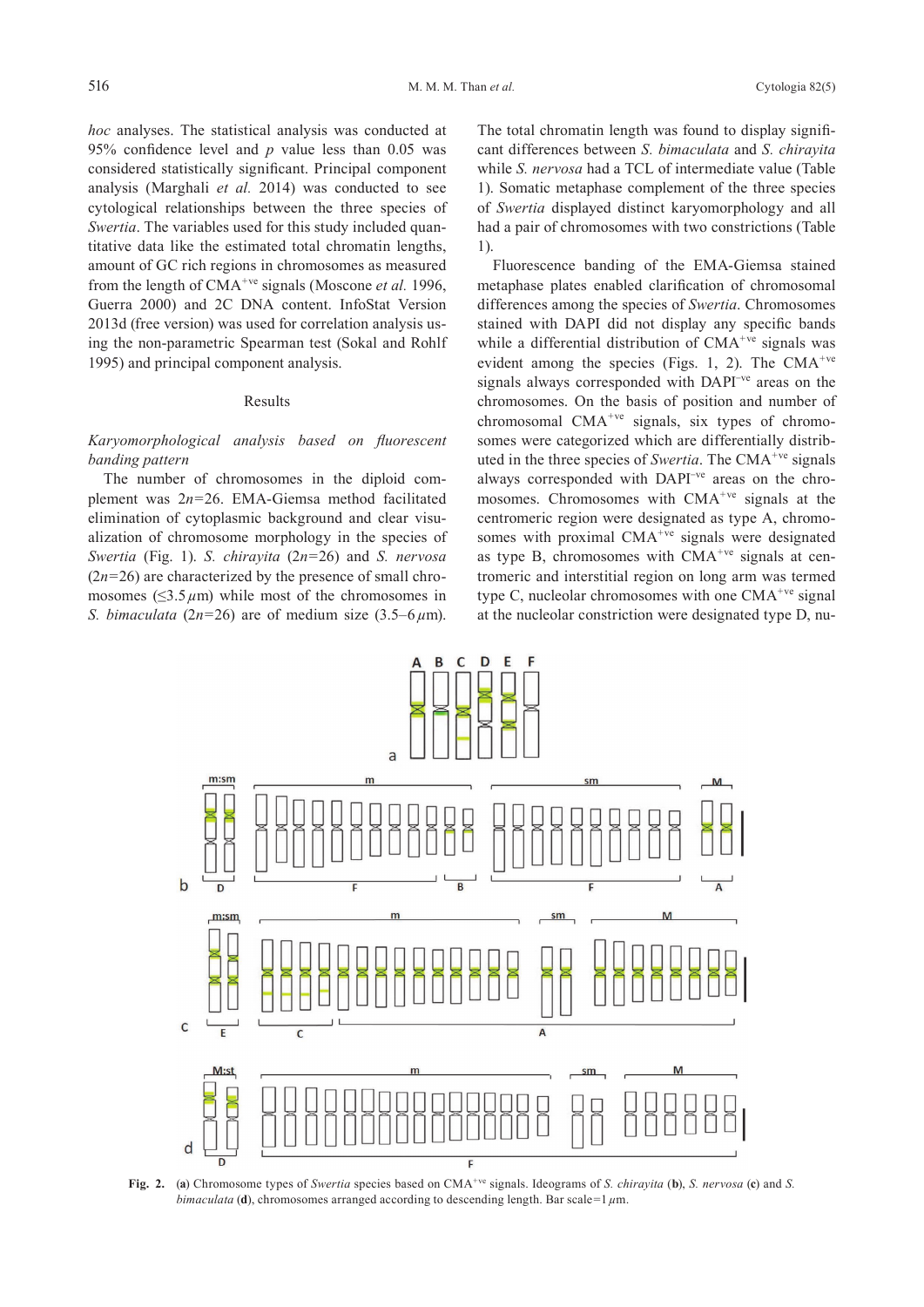*hoc* analyses. The statistical analysis was conducted at 95% confidence level and $p$ value less than 0.05 was considered statistically significant. Principal component analysis (Marghali *et al.* 2014) was conducted to see cytological relationships between the three species of *Swertia*. The variables used for this study included quantitative data like the estimated total chromatin lengths, amount of GC rich regions in chromosomes as measured from the length of CMA$^{+ve}$ signals (Moscone *et al.* 1996, Guerra 2000) and 2C DNA content. InfoStat Version 2013d (free version) was used for correlation analysis using the non-parametric Spearman test (Sokal and Rohlf 1995) and principal component analysis.

## Results

### *Karyomorphological analysis based on fluorescent banding pattern*

The number of chromosomes in the diploid complement was $2n=26$. EMA-Giemsa method facilitated elimination of cytoplasmic background and clear visualization of chromosome morphology in the species of *Swertia* (Fig. 1). *S. chirayita* ($2n=26$) and *S. nervosa* ($2n=26$) are characterized by the presence of small chromosomes ($\leq 3.5\,\mu$m) while most of the chromosomes in *S. bimaculata* ($2n=26$) are of medium size ($3.5$–$6\,\mu$m). The total chromatin length was found to display significant differences between *S. bimaculata* and *S. chirayita* while *S. nervosa* had a TCL of intermediate value (Table 1). Somatic metaphase complement of the three species of *Swertia* displayed distinct karyomorphology and all had a pair of chromosomes with two constrictions (Table 1).

Fluorescence banding of the EMA-Giemsa stained metaphase plates enabled clarification of chromosomal differences among the species of *Swertia*. Chromosomes stained with DAPI did not display any specific bands while a differential distribution of CMA$^{+ve}$ signals was evident among the species (Figs. 1, 2). The CMA$^{+ve}$ signals always corresponded with DAPI$^{-ve}$ areas on the chromosomes. On the basis of position and number of chromosomal CMA$^{+ve}$ signals, six types of chromosomes were categorized which are differentially distributed in the three species of *Swertia*. The CMA$^{+ve}$ signals always corresponded with DAPI$^{-ve}$ areas on the chromosomes. Chromosomes with CMA$^{+ve}$ signals at the centromeric region were designated as type A, chromosomes with proximal CMA$^{+ve}$ signals were designated as type B, chromosomes with CMA$^{+ve}$ signals at centromeric and interstitial region on long arm was termed type C, nucleolar chromosomes with one CMA$^{+ve}$ signal at the nucleolar constriction were designated type D, nu-

**Fig. 2.** (**a**) Chromosome types of *Swertia* species based on CMA$^{+ve}$ signals. Ideograms of *S. chirayita* (**b**), *S. nervosa* (**c**) and *S. bimaculata* (**d**), chromosomes arranged according to descending length. Bar scale=1 $\mu$m.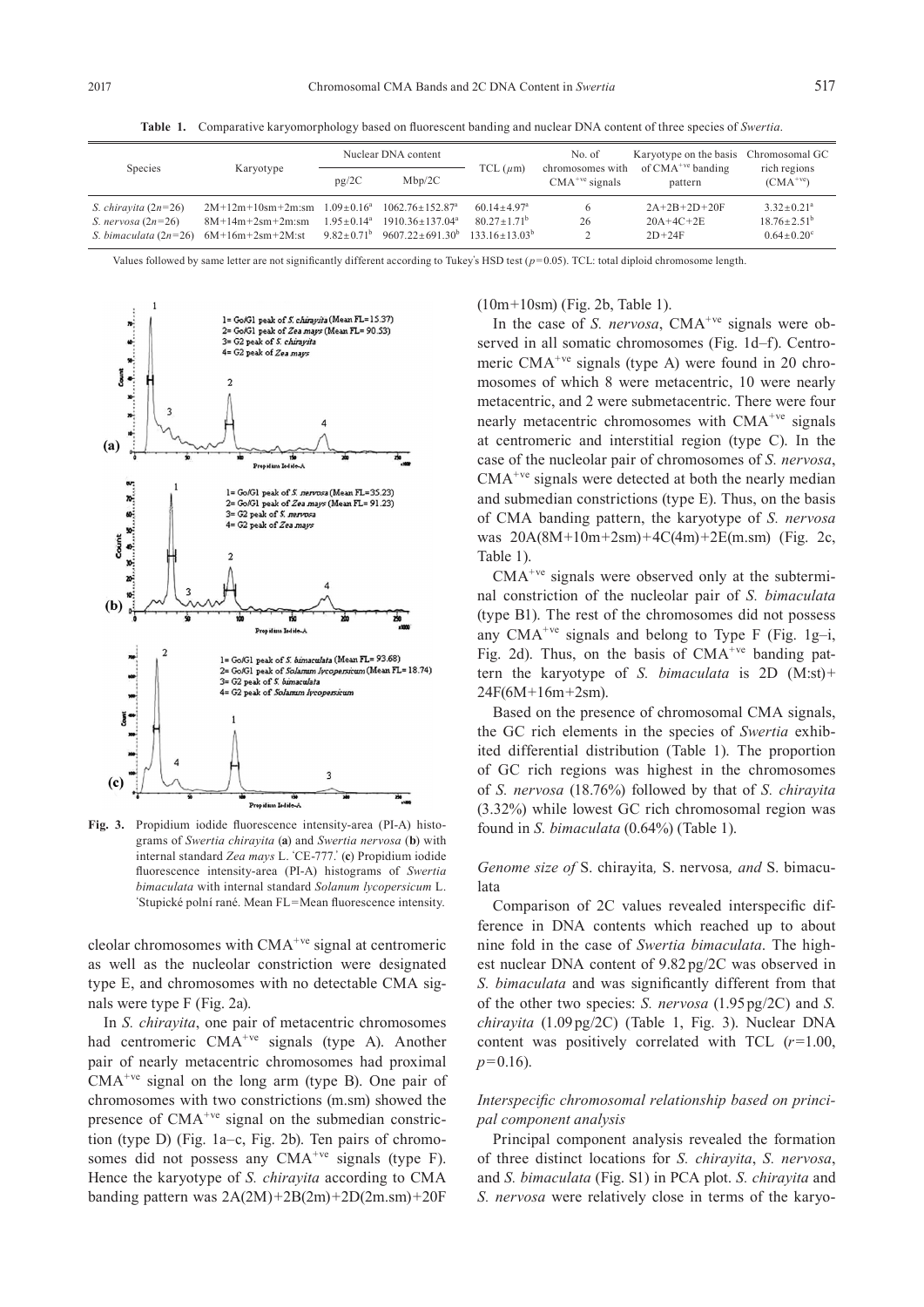**Table 1.** Comparative karyomorphology based on fluorescent banding and nuclear DNA content of three species of *Swertia*.

| Species | Karyotype | Nuclear DNA content | | TCL ($\mu$m) | No. of chromosomes with $CMA^{+ve}$ signals | Karyotype on the basis of $CMA^{+ve}$ banding pattern | Chromosomal GC rich regions ($CMA^{+ve}$) |
|---|---|---|---|---|---|---|---|
| | | pg/2C | Mbp/2C | | | | |
| *S. chirayita* (2n=26) | 2M+12m+10sm+2m:sm | $1.09\pm0.16^{a}$ | $1062.76\pm152.87^{a}$ | $60.14\pm4.97^{a}$ | 6 | 2A+2B+2D+20F | $3.32\pm0.21^{a}$ |
| *S. nervosa* (2n=26) | 8M+14m+2sm+2m:sm | $1.95\pm0.14^{a}$ | $1910.36\pm137.04^{a}$ | $80.27\pm1.71^{b}$ | 26 | 20A+4C+2E | $18.76\pm2.51^{b}$ |
| *S. bimaculata* (2n=26) | 6M+16m+2sm+2M:st | $9.82\pm0.71^{b}$ | $9607.22\pm691.30^{b}$ | $133.16\pm13.03^{b}$ | 2 | 2D+24F | $0.64\pm0.20^{c}$ |

Values followed by same letter are not significantly different according to Tukey's HSD test ($p=0.05$). TCL: total diploid chromosome length.

**Fig. 3.** Propidium iodide fluorescence intensity-area (PI-A) histograms of *Swertia chirayita* (**a**) and *Swertia nervosa* (**b**) with internal standard *Zea mays* L. 'CE-777.' (**c**) Propidium iodide fluorescence intensity-area (PI-A) histograms of *Swertia bimaculata* with internal standard *Solanum lycopersicum* L. 'Stupické polní rané. Mean FL=Mean fluorescence intensity.

cleolar chromosomes with $CMA^{+ve}$ signal at centromeric as well as the nucleolar constriction were designated type E, and chromosomes with no detectable CMA signals were type F (Fig. 2a).

In *S. chirayita*, one pair of metacentric chromosomes had centromeric $CMA^{+ve}$ signals (type A). Another pair of nearly metacentric chromosomes had proximal $CMA^{+ve}$ signal on the long arm (type B). One pair of chromosomes with two constrictions (m.sm) showed the presence of $CMA^{+ve}$ signal on the submedian constriction (type D) (Fig. 1a–c, Fig. 2b). Ten pairs of chromosomes did not possess any $CMA^{+ve}$ signals (type F). Hence the karyotype of *S. chirayita* according to CMA banding pattern was 2A(2M)+2B(2m)+2D(2m.sm)+20F (10m+10sm) (Fig. 2b, Table 1).

In the case of *S. nervosa*, $CMA^{+ve}$ signals were observed in all somatic chromosomes (Fig. 1d–f). Centromeric $CMA^{+ve}$ signals (type A) were found in 20 chromosomes of which 8 were metacentric, 10 were nearly metacentric, and 2 were submetacentric. There were four nearly metacentric chromosomes with $CMA^{+ve}$ signals at centromeric and interstitial region (type C). In the case of the nucleolar pair of chromosomes of *S. nervosa*, $CMA^{+ve}$ signals were detected at both the nearly median and submedian constrictions (type E). Thus, on the basis of CMA banding pattern, the karyotype of *S. nervosa* was 20A(8M+10m+2sm)+4C(4m)+2E(m.sm) (Fig. 2c, Table 1).

$CMA^{+ve}$ signals were observed only at the subterminal constriction of the nucleolar pair of *S. bimaculata* (type B1). The rest of the chromosomes did not possess any $CMA^{+ve}$ signals and belong to Type F (Fig. 1g–i, Fig. 2d). Thus, on the basis of $CMA^{+ve}$ banding pattern the karyotype of *S. bimaculata* is 2D (M:st)+24F(6M+16m+2sm).

Based on the presence of chromosomal CMA signals, the GC rich elements in the species of *Swertia* exhibited differential distribution (Table 1). The proportion of GC rich regions was highest in the chromosomes of *S. nervosa* (18.76%) followed by that of *S. chirayita* (3.32%) while lowest GC rich chromosomal region was found in *S. bimaculata* (0.64%) (Table 1).

### *Genome size of* S. chirayita*,* S. nervosa*, and* S. bimaculata

Comparison of 2C values revealed interspecific difference in DNA contents which reached up to about nine fold in the case of *Swertia bimaculata*. The highest nuclear DNA content of 9.82 pg/2C was observed in *S. bimaculata* and was significantly different from that of the other two species: *S. nervosa* (1.95 pg/2C) and *S. chirayita* (1.09 pg/2C) (Table 1, Fig. 3). Nuclear DNA content was positively correlated with TCL ($r=1.00$, $p=0.16$).

### *Interspecific chromosomal relationship based on principal component analysis*

Principal component analysis revealed the formation of three distinct locations for *S. chirayita*, *S. nervosa*, and *S. bimaculata* (Fig. S1) in PCA plot. *S. chirayita* and *S. nervosa* were relatively close in terms of the karyo-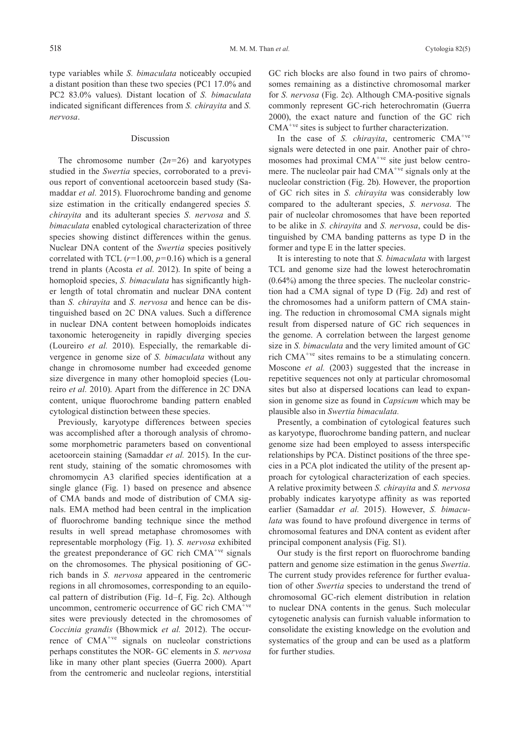type variables while *S. bimaculata* noticeably occupied a distant position than these two species (PC1 17.0% and PC2 83.0% values). Distant location of *S. bimaculata* indicated significant differences from *S. chirayita* and *S. nervosa*.

## Discussion

The chromosome number ($2n=26$) and karyotypes studied in the *Swertia* species, corroborated to a previous report of conventional acetoorcein based study (Samaddar *et al.* 2015). Fluorochrome banding and genome size estimation in the critically endangered species *S. chirayita* and its adulterant species *S. nervosa* and *S. bimaculata* enabled cytological characterization of three species showing distinct differences within the genus. Nuclear DNA content of the *Swertia* species positively correlated with TCL ($r=1.00$, $p=0.16$) which is a general trend in plants (Acosta *et al.* 2012). In spite of being a homoploid species, *S. bimaculata* has significantly higher length of total chromatin and nuclear DNA content than *S. chirayita* and *S. nervosa* and hence can be distinguished based on 2C DNA values. Such a difference in nuclear DNA content between homoploids indicates taxonomic heterogeneity in rapidly diverging species (Loureiro *et al.* 2010). Especially, the remarkable divergence in genome size of *S. bimaculata* without any change in chromosome number had exceeded genome size divergence in many other homoploid species (Loureiro *et al.* 2010). Apart from the difference in 2C DNA content, unique fluorochrome banding pattern enabled cytological distinction between these species.

Previously, karyotype differences between species was accomplished after a thorough analysis of chromosome morphometric parameters based on conventional acetoorcein staining (Samaddar *et al.* 2015). In the current study, staining of the somatic chromosomes with chromomycin A3 clarified species identification at a single glance (Fig. 1) based on presence and absence of CMA bands and mode of distribution of CMA signals. EMA method had been central in the implication of fluorochrome banding technique since the method results in well spread metaphase chromosomes with representable morphology (Fig. 1). *S. nervosa* exhibited the greatest preponderance of GC rich $CMA^{+ve}$ signals on the chromosomes. The physical positioning of GC-rich bands in *S. nervosa* appeared in the centromeric regions in all chromosomes, corresponding to an equilocal pattern of distribution (Fig. 1d–f, Fig. 2c). Although uncommon, centromeric occurrence of GC rich $CMA^{+ve}$ sites were previously detected in the chromosomes of *Coccinia grandis* (Bhowmick *et al.* 2012). The occurrence of $CMA^{+ve}$ signals on nucleolar constrictions perhaps constitutes the NOR- GC elements in *S. nervosa* like in many other plant species (Guerra 2000). Apart from the centromeric and nucleolar regions, interstitial GC rich blocks are also found in two pairs of chromosomes remaining as a distinctive chromosomal marker for *S. nervosa* (Fig. 2c). Although CMA-positive signals commonly represent GC-rich heterochromatin (Guerra 2000), the exact nature and function of the GC rich $CMA^{+ve}$ sites is subject to further characterization.

In the case of *S. chirayita*, centromeric $CMA^{+ve}$ signals were detected in one pair. Another pair of chromosomes had proximal $CMA^{+ve}$ site just below centromere. The nucleolar pair had $CMA^{+ve}$ signals only at the nucleolar constriction (Fig. 2b). However, the proportion of GC rich sites in *S. chirayita* was considerably low compared to the adulterant species, *S. nervosa*. The pair of nucleolar chromosomes that have been reported to be alike in *S. chirayita* and *S. nervosa*, could be distinguished by CMA banding patterns as type D in the former and type E in the latter species.

It is interesting to note that *S. bimaculata* with largest TCL and genome size had the lowest heterochromatin (0.64%) among the three species. The nucleolar constriction had a CMA signal of type D (Fig. 2d) and rest of the chromosomes had a uniform pattern of CMA staining. The reduction in chromosomal CMA signals might result from dispersed nature of GC rich sequences in the genome. A correlation between the largest genome size in *S. bimaculata* and the very limited amount of GC rich $CMA^{+ve}$ sites remains to be a stimulating concern. Moscone *et al.* (2003) suggested that the increase in repetitive sequences not only at particular chromosomal sites but also at dispersed locations can lead to expansion in genome size as found in *Capsicum* which may be plausible also in *Swertia bimaculata.*

Presently, a combination of cytological features such as karyotype, fluorochrome banding pattern, and nuclear genome size had been employed to assess interspecific relationships by PCA. Distinct positions of the three species in a PCA plot indicated the utility of the present approach for cytological characterization of each species. A relative proximity between *S. chirayita* and *S. nervosa* probably indicates karyotype affinity as was reported earlier (Samaddar *et al.* 2015). However, *S. bimaculata* was found to have profound divergence in terms of chromosomal features and DNA content as evident after principal component analysis (Fig. S1).

Our study is the first report on fluorochrome banding pattern and genome size estimation in the genus *Swertia*. The current study provides reference for further evaluation of other *Swertia* species to understand the trend of chromosomal GC-rich element distribution in relation to nuclear DNA contents in the genus. Such molecular cytogenetic analysis can furnish valuable information to consolidate the existing knowledge on the evolution and systematics of the group and can be used as a platform for further studies.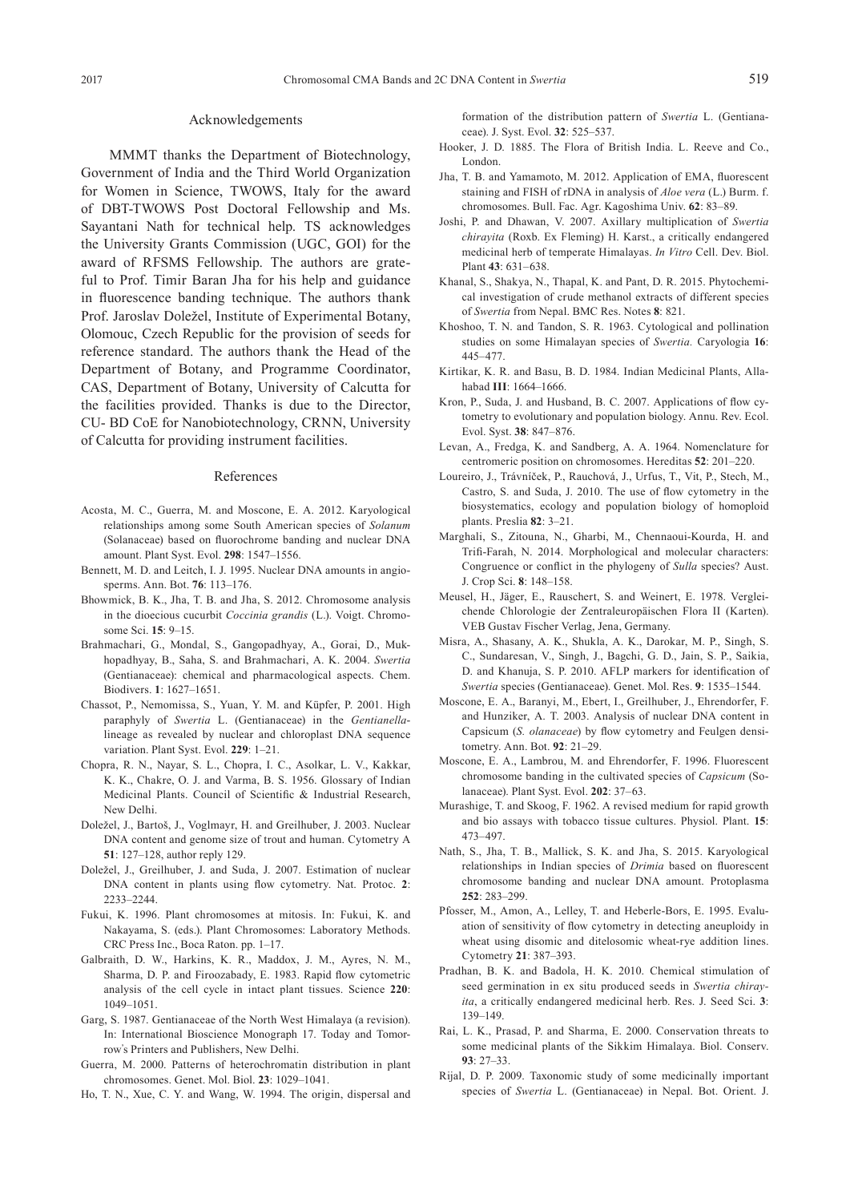## Acknowledgements

MMMT thanks the Department of Biotechnology, Government of India and the Third World Organization for Women in Science, TWOWS, Italy for the award of DBT-TWOWS Post Doctoral Fellowship and Ms. Sayantani Nath for technical help. TS acknowledges the University Grants Commission (UGC, GOI) for the award of RFSMS Fellowship. The authors are grateful to Prof. Timir Baran Jha for his help and guidance in fluorescence banding technique. The authors thank Prof. Jaroslav Doležel, Institute of Experimental Botany, Olomouc, Czech Republic for the provision of seeds for reference standard. The authors thank the Head of the Department of Botany, and Programme Coordinator, CAS, Department of Botany, University of Calcutta for the facilities provided. Thanks is due to the Director, CU- BD CoE for Nanobiotechnology, CRNN, University of Calcutta for providing instrument facilities.

## References

Acosta, M. C., Guerra, M. and Moscone, E. A. 2012. Karyological relationships among some South American species of *Solanum* (Solanaceae) based on fluorochrome banding and nuclear DNA amount. Plant Syst. Evol. **298**: 1547–1556.

Bennett, M. D. and Leitch, I. J. 1995. Nuclear DNA amounts in angiosperms. Ann. Bot. **76**: 113–176.

Bhowmick, B. K., Jha, T. B. and Jha, S. 2012. Chromosome analysis in the dioecious cucurbit *Coccinia grandis* (L.). Voigt. Chromosome Sci. **15**: 9–15.

Brahmachari, G., Mondal, S., Gangopadhyay, A., Gorai, D., Mukhopadhyay, B., Saha, S. and Brahmachari, A. K. 2004. *Swertia* (Gentianaceae): chemical and pharmacological aspects. Chem. Biodivers. **1**: 1627–1651.

Chassot, P., Nemomissa, S., Yuan, Y. M. and Küpfer, P. 2001. High paraphyly of *Swertia* L. (Gentianaceae) in the *Gentianella*-lineage as revealed by nuclear and chloroplast DNA sequence variation. Plant Syst. Evol. **229**: 1–21.

Chopra, R. N., Nayar, S. L., Chopra, I. C., Asolkar, L. V., Kakkar, K. K., Chakre, O. J. and Varma, B. S. 1956. Glossary of Indian Medicinal Plants. Council of Scientific & Industrial Research, New Delhi.

Doležel, J., Bartoš, J., Voglmayr, H. and Greilhuber, J. 2003. Nuclear DNA content and genome size of trout and human. Cytometry A **51**: 127–128, author reply 129.

Doležel, J., Greilhuber, J. and Suda, J. 2007. Estimation of nuclear DNA content in plants using flow cytometry. Nat. Protoc. **2**: 2233–2244.

Fukui, K. 1996. Plant chromosomes at mitosis. In: Fukui, K. and Nakayama, S. (eds.). Plant Chromosomes: Laboratory Methods. CRC Press Inc., Boca Raton. pp. 1–17.

Galbraith, D. W., Harkins, K. R., Maddox, J. M., Ayres, N. M., Sharma, D. P. and Firoozabady, E. 1983. Rapid flow cytometric analysis of the cell cycle in intact plant tissues. Science **220**: 1049–1051.

Garg, S. 1987. Gentianaceae of the North West Himalaya (a revision). In: International Bioscience Monograph 17. Today and Tomorrow's Printers and Publishers, New Delhi.

Guerra, M. 2000. Patterns of heterochromatin distribution in plant chromosomes. Genet. Mol. Biol. **23**: 1029–1041.

Ho, T. N., Xue, C. Y. and Wang, W. 1994. The origin, dispersal and formation of the distribution pattern of *Swertia* L. (Gentianaceae). J. Syst. Evol. **32**: 525–537.

Hooker, J. D. 1885. The Flora of British India. L. Reeve and Co., London.

Jha, T. B. and Yamamoto, M. 2012. Application of EMA, fluorescent staining and FISH of rDNA in analysis of *Aloe vera* (L.) Burm. f. chromosomes. Bull. Fac. Agr. Kagoshima Univ. **62**: 83–89.

Joshi, P. and Dhawan, V. 2007. Axillary multiplication of *Swertia chirayita* (Roxb. Ex Fleming) H. Karst., a critically endangered medicinal herb of temperate Himalayas. *In Vitro* Cell. Dev. Biol. Plant **43**: 631–638.

Khanal, S., Shakya, N., Thapal, K. and Pant, D. R. 2015. Phytochemical investigation of crude methanol extracts of different species of *Swertia* from Nepal. BMC Res. Notes **8**: 821.

Khoshoo, T. N. and Tandon, S. R. 1963. Cytological and pollination studies on some Himalayan species of *Swertia*. Caryologia **16**: 445–477.

Kirtikar, K. R. and Basu, B. D. 1984. Indian Medicinal Plants, Allahabad **III**: 1664–1666.

Kron, P., Suda, J. and Husband, B. C. 2007. Applications of flow cytometry to evolutionary and population biology. Annu. Rev. Ecol. Evol. Syst. **38**: 847–876.

Levan, A., Fredga, K. and Sandberg, A. A. 1964. Nomenclature for centromeric position on chromosomes. Hereditas **52**: 201–220.

Loureiro, J., Trávníček, P., Rauchová, J., Urfus, T., Vit, P., Stech, M., Castro, S. and Suda, J. 2010. The use of flow cytometry in the biosystematics, ecology and population biology of homoploid plants. Preslia **82**: 3–21.

Marghali, S., Zitouna, N., Gharbi, M., Chennaoui-Kourda, H. and Trifi-Farah, N. 2014. Morphological and molecular characters: Congruence or conflict in the phylogeny of *Sulla* species? Aust. J. Crop Sci. **8**: 148–158.

Meusel, H., Jäger, E., Rauschert, S. and Weinert, E. 1978. Vergleichende Chlorologie der Zentraleuropäischen Florra II (Karten). VEB Gustav Fischer Verlag, Jena, Germany.

Misra, A., Shasany, A. K., Shukla, A. K., Darokar, M. P., Singh, S. C., Sundaresan, V., Singh, J., Bagchi, G. D., Jain, S. P., Saikia, D. and Khanuja, S. P. 2010. AFLP markers for identification of *Swertia* species (Gentianaceae). Genet. Mol. Res. **9**: 1535–1544.

Moscone, E. A., Baranyi, M., Ebert, I., Greilhuber, J., Ehrendorfer, F. and Hunziker, A. T. 2003. Analysis of nuclear DNA content in Capsicum (*S. olanaceae*) by flow cytometry and Feulgen densitometry. Ann. Bot. **92**: 21–29.

Moscone, E. A., Lambrou, M. and Ehrendorfer, F. 1996. Fluorescent chromosome banding in the cultivated species of *Capsicum* (Solanaceae). Plant Syst. Evol. **202**: 37–63.

Murashige, T. and Skoog, F. 1962. A revised medium for rapid growth and bio assays with tobacco tissue cultures. Physiol. Plant. **15**: 473–497.

Nath, S., Jha, T. B., Mallick, S. K. and Jha, S. 2015. Karyological relationships in Indian species of *Drimia* based on fluorescent chromosome banding and nuclear DNA amount. Protoplasma **252**: 283–299.

Pfosser, M., Amon, A., Lelley, T. and Heberle-Bors, E. 1995. Evaluation of sensitivity of flow cytometry in detecting aneuploidy in wheat using disomic and ditelosomic wheat-rye addition lines. Cytometry **21**: 387–393.

Pradhan, B. K. and Badola, H. K. 2010. Chemical stimulation of seed germination in ex situ produced seeds in *Swertia chirayita*, a critically endangered medicinal herb. Res. J. Seed Sci. **3**: 139–149.

Rai, L. K., Prasad, P. and Sharma, E. 2000. Conservation threats to some medicinal plants of the Sikkim Himalaya. Biol. Conserv. **93**: 27–33.

Rijal, D. P. 2009. Taxonomic study of some medicinally important species of *Swertia* L. (Gentianaceae) in Nepal. Bot. Orient. J.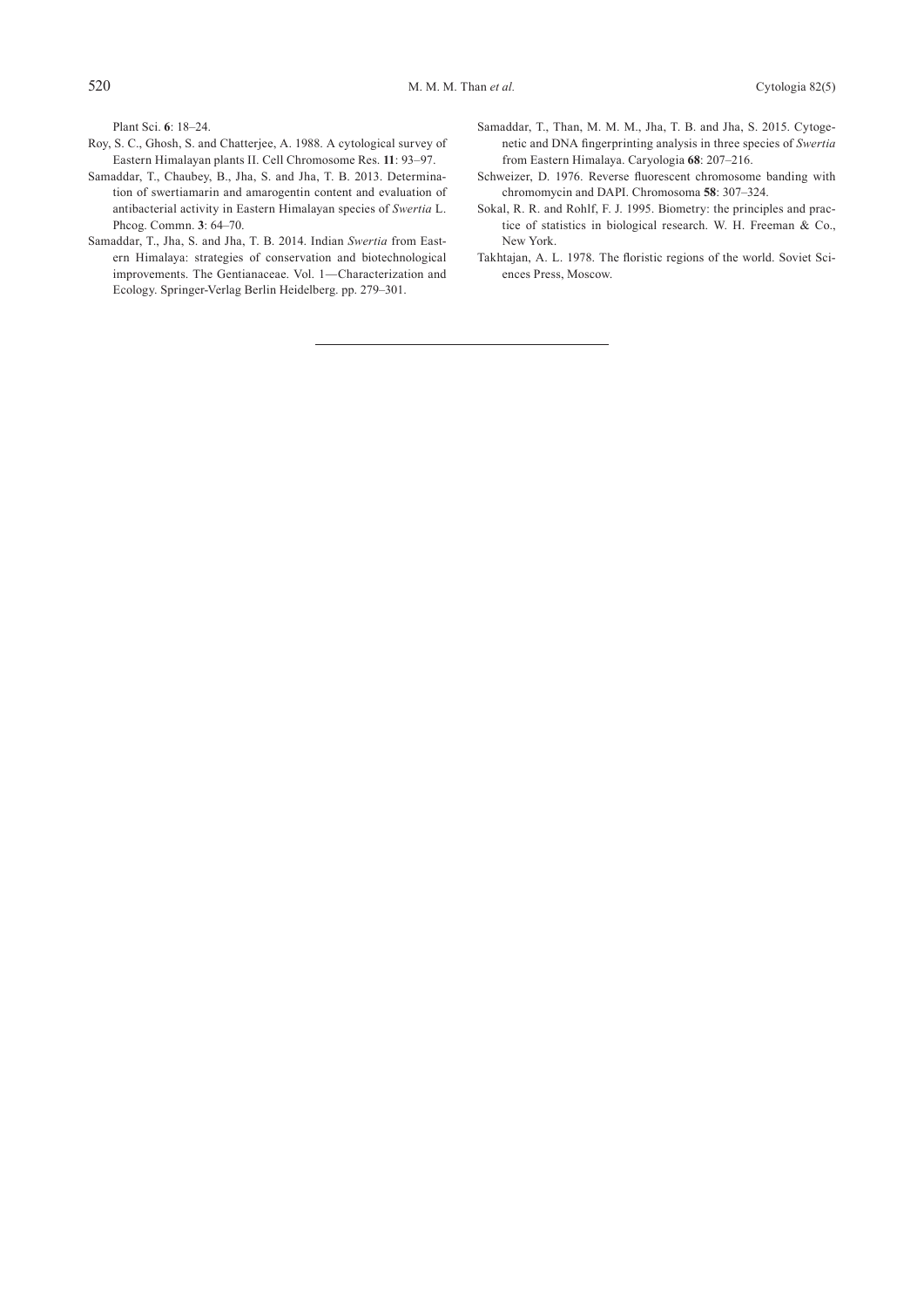Plant Sci. **6**: 18–24.

Roy, S. C., Ghosh, S. and Chatterjee, A. 1988. A cytological survey of Eastern Himalayan plants II. Cell Chromosome Res. **11**: 93–97.

Samaddar, T., Chaubey, B., Jha, S. and Jha, T. B. 2013. Determination of swertiamarin and amarogentin content and evaluation of antibacterial activity in Eastern Himalayan species of *Swertia* L. Phcog. Commn. **3**: 64–70.

Samaddar, T., Jha, S. and Jha, T. B. 2014. Indian *Swertia* from Eastern Himalaya: strategies of conservation and biotechnological improvements. The Gentianaceae. Vol. 1—Characterization and Ecology. Springer-Verlag Berlin Heidelberg. pp. 279–301.

Samaddar, T., Than, M. M. M., Jha, T. B. and Jha, S. 2015. Cytogenetic and DNA fingerprinting analysis in three species of *Swertia* from Eastern Himalaya. Caryologia **68**: 207–216.

Schweizer, D. 1976. Reverse fluorescent chromosome banding with chromomycin and DAPI. Chromosoma **58**: 307–324.

Sokal, R. R. and Rohlf, F. J. 1995. Biometry: the principles and practice of statistics in biological research. W. H. Freeman & Co., New York.

Takhtajan, A. L. 1978. The floristic regions of the world. Soviet Sciences Press, Moscow.